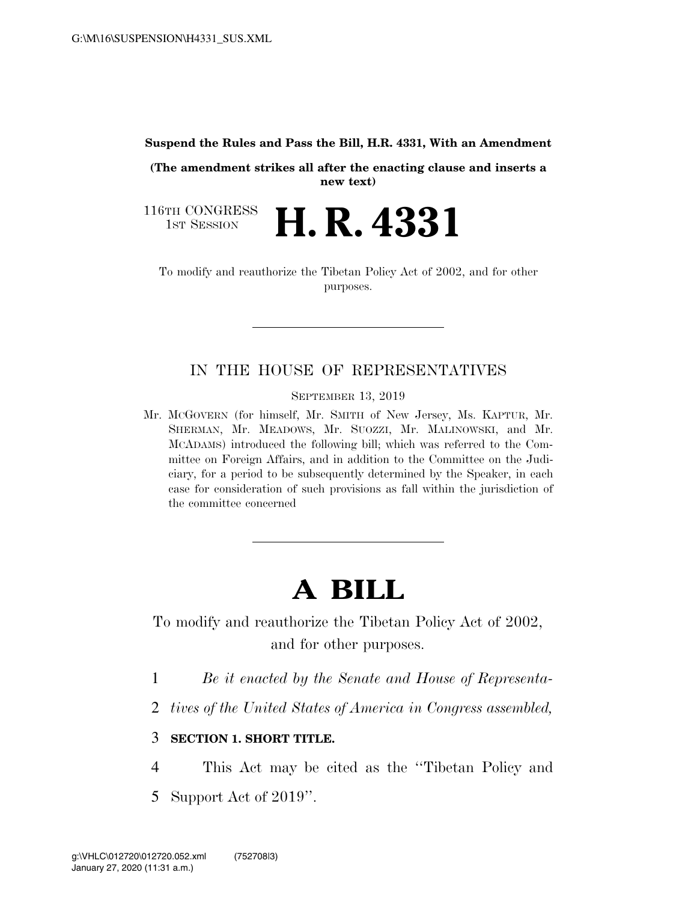**Suspend the Rules and Pass the Bill, H.R. 4331, With an Amendment**

**(The amendment strikes all after the enacting clause and inserts a new text)**

116TH CONGRESS
1ST SESSION

# H. R. 4331

To modify and reauthorize the Tibetan Policy Act of 2002, and for other purposes.

---

IN THE HOUSE OF REPRESENTATIVES

SEPTEMBER 13, 2019

Mr. MCGOVERN (for himself, Mr. SMITH of New Jersey, Ms. KAPTUR, Mr. SHERMAN, Mr. MEADOWS, Mr. SUOZZI, Mr. MALINOWSKI, and Mr. MCADAMS) introduced the following bill; which was referred to the Committee on Foreign Affairs, and in addition to the Committee on the Judiciary, for a period to be subsequently determined by the Speaker, in each case for consideration of such provisions as fall within the jurisdiction of the committee concerned

---

# A BILL

To modify and reauthorize the Tibetan Policy Act of 2002, and for other purposes.

1 *Be it enacted by the Senate and House of Representa-*
2 *tives of the United States of America in Congress assembled,*

3 **SECTION 1. SHORT TITLE.**

4 This Act may be cited as the "Tibetan Policy and
5 Support Act of 2019".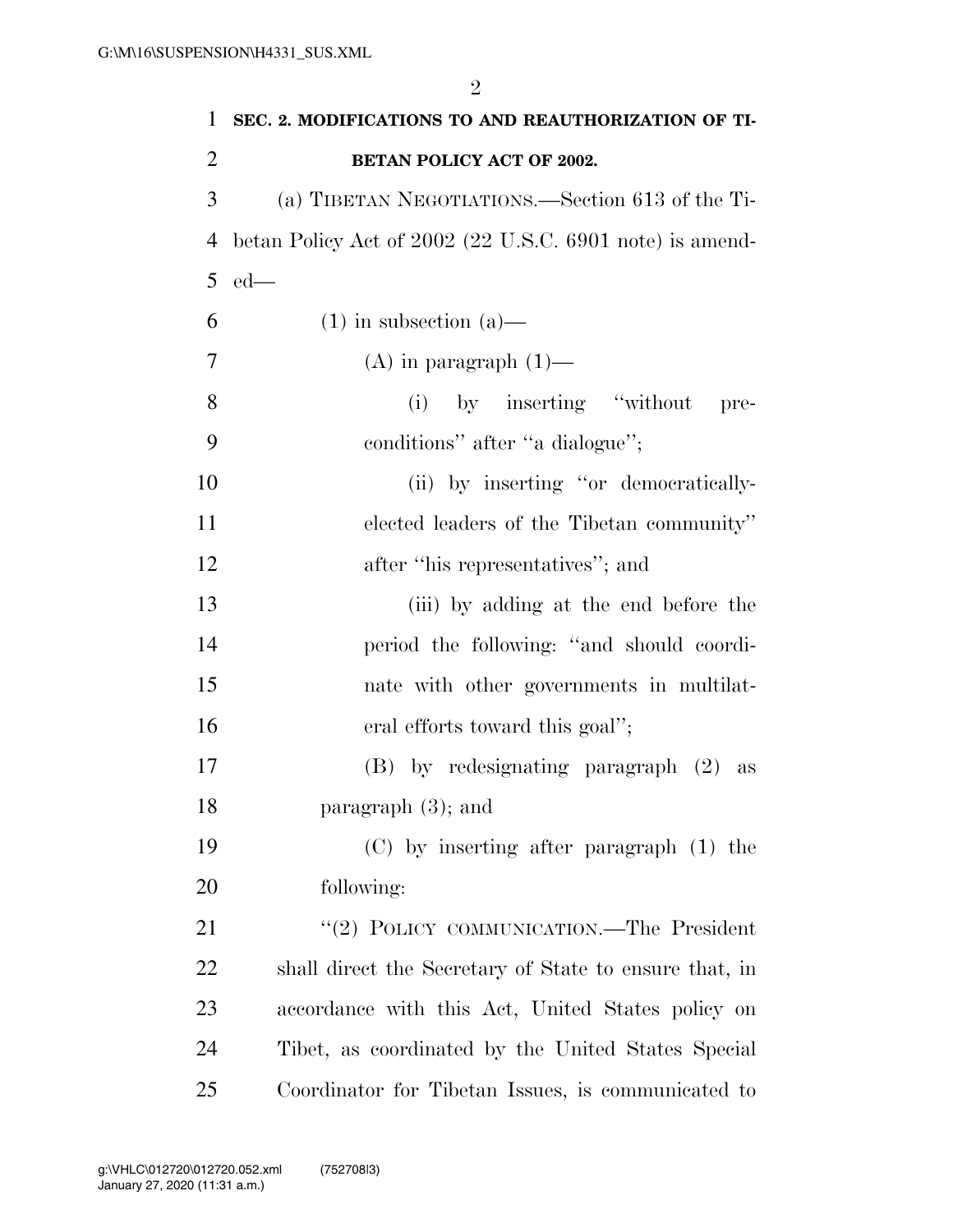**SEC. 2. MODIFICATIONS TO AND REAUTHORIZATION OF TIBETAN POLICY ACT OF 2002.**

(a) TIBETAN NEGOTIATIONS.—Section 613 of the Tibetan Policy Act of 2002 (22 U.S.C. 6901 note) is amended—

(1) in subsection (a)—

(A) in paragraph (1)—

(i) by inserting "without preconditions" after "a dialogue";

(ii) by inserting "or democratically-elected leaders of the Tibetan community" after "his representatives"; and

(iii) by adding at the end before the period the following: "and should coordinate with other governments in multilateral efforts toward this goal";

(B) by redesignating paragraph (2) as paragraph (3); and

(C) by inserting after paragraph (1) the following:

"(2) POLICY COMMUNICATION.—The President shall direct the Secretary of State to ensure that, in accordance with this Act, United States policy on Tibet, as coordinated by the United States Special Coordinator for Tibetan Issues, is communicated to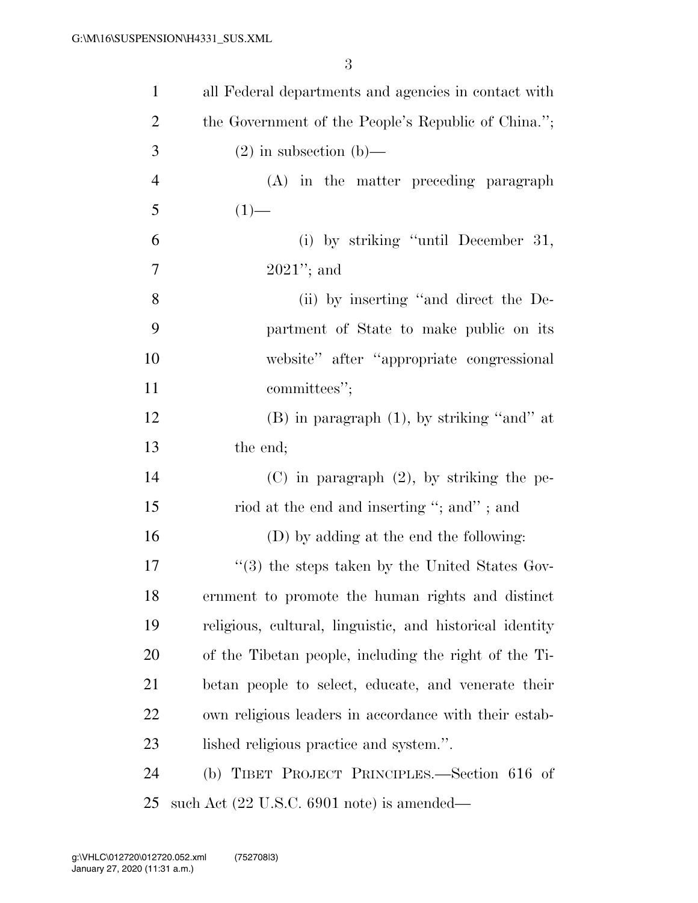all Federal departments and agencies in contact with the Government of the People's Republic of China.'';

(2) in subsection (b)—

(A) in the matter preceding paragraph (1)—

(i) by striking ''until December 31, 2021''; and

(ii) by inserting ''and direct the Department of State to make public on its website'' after ''appropriate congressional committees'';

(B) in paragraph (1), by striking ''and'' at the end;

(C) in paragraph (2), by striking the period at the end and inserting ''; and'' ; and

(D) by adding at the end the following:

''(3) the steps taken by the United States Government to promote the human rights and distinct religious, cultural, linguistic, and historical identity of the Tibetan people, including the right of the Tibetan people to select, educate, and venerate their own religious leaders in accordance with their established religious practice and system.''.

(b) TIBET PROJECT PRINCIPLES.—Section 616 of such Act (22 U.S.C. 6901 note) is amended—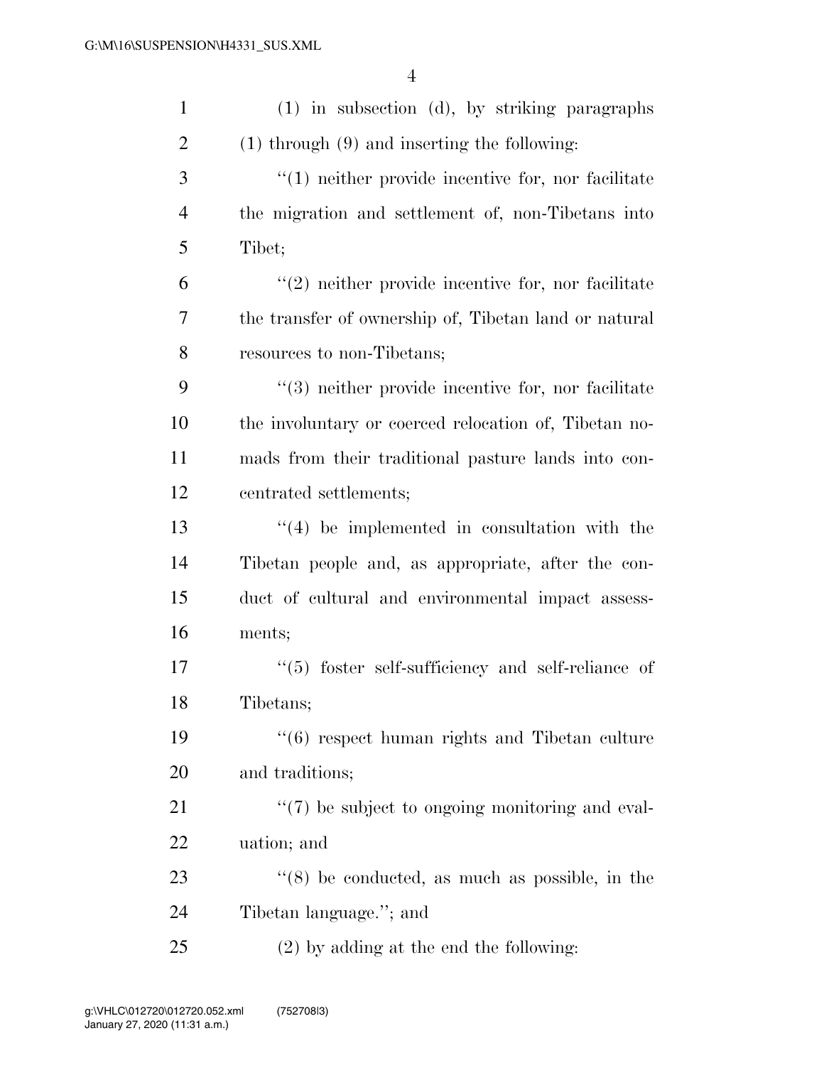(1) in subsection (d), by striking paragraphs (1) through (9) and inserting the following:

"(1) neither provide incentive for, nor facilitate the migration and settlement of, non-Tibetans into Tibet;

"(2) neither provide incentive for, nor facilitate the transfer of ownership of, Tibetan land or natural resources to non-Tibetans;

"(3) neither provide incentive for, nor facilitate the involuntary or coerced relocation of, Tibetan nomads from their traditional pasture lands into concentrated settlements;

"(4) be implemented in consultation with the Tibetan people and, as appropriate, after the conduct of cultural and environmental impact assessments;

"(5) foster self-sufficiency and self-reliance of Tibetans;

"(6) respect human rights and Tibetan culture and traditions;

"(7) be subject to ongoing monitoring and evaluation; and

"(8) be conducted, as much as possible, in the Tibetan language."; and

(2) by adding at the end the following: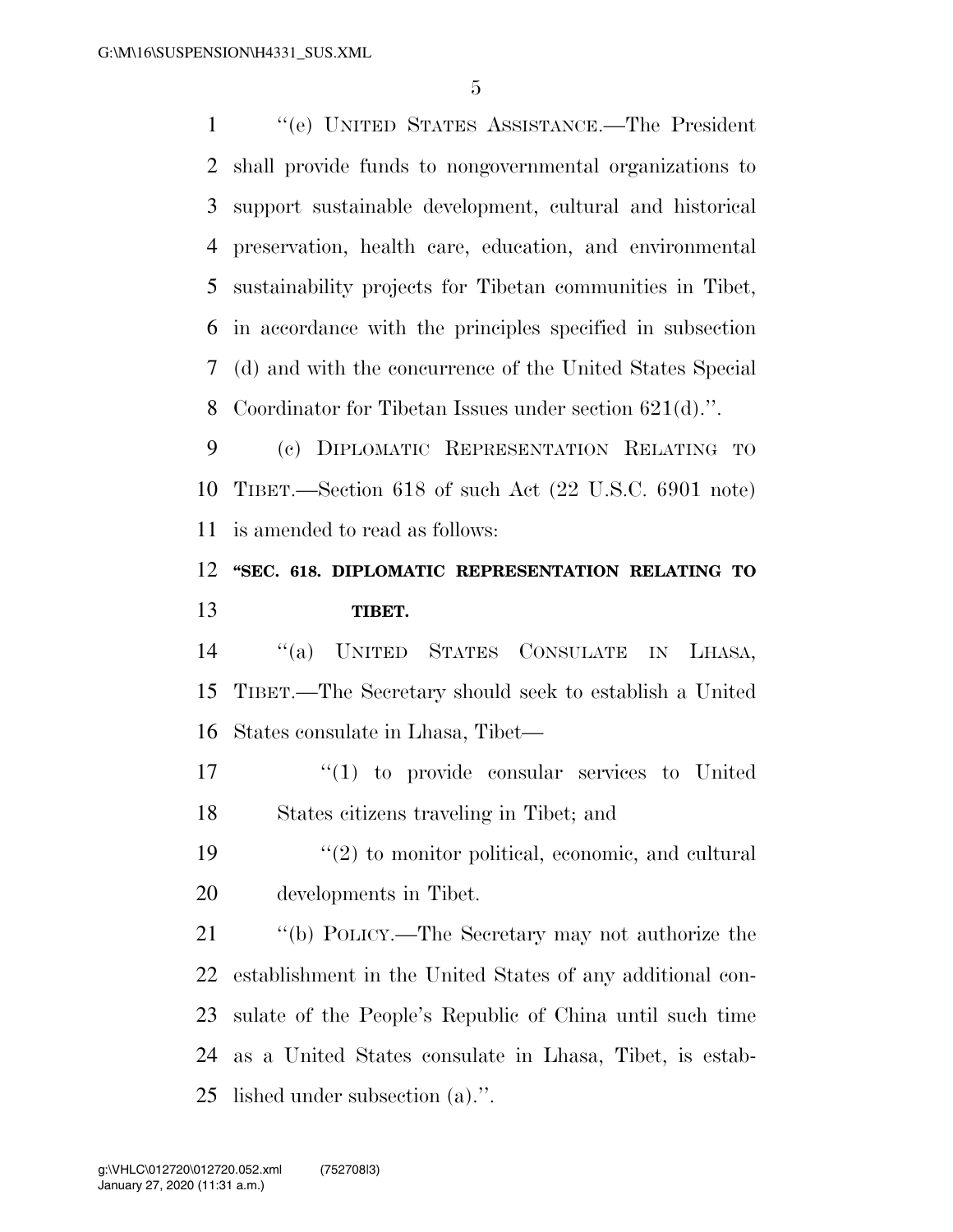"(e) UNITED STATES ASSISTANCE.—The President shall provide funds to nongovernmental organizations to support sustainable development, cultural and historical preservation, health care, education, and environmental sustainability projects for Tibetan communities in Tibet, in accordance with the principles specified in subsection (d) and with the concurrence of the United States Special Coordinator for Tibetan Issues under section 621(d).".

(c) DIPLOMATIC REPRESENTATION RELATING TO TIBET.—Section 618 of such Act (22 U.S.C. 6901 note) is amended to read as follows:

**"SEC. 618. DIPLOMATIC REPRESENTATION RELATING TO TIBET.**

"(a) UNITED STATES CONSULATE IN LHASA, TIBET.—The Secretary should seek to establish a United States consulate in Lhasa, Tibet—

"(1) to provide consular services to United States citizens traveling in Tibet; and

"(2) to monitor political, economic, and cultural developments in Tibet.

"(b) POLICY.—The Secretary may not authorize the establishment in the United States of any additional consulate of the People's Republic of China until such time as a United States consulate in Lhasa, Tibet, is established under subsection (a).".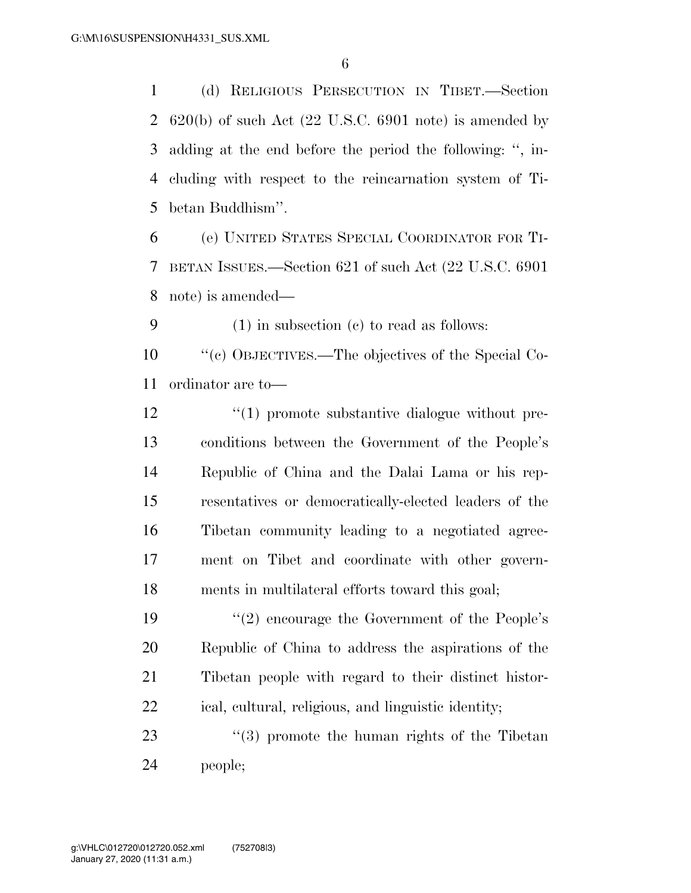(d) RELIGIOUS PERSECUTION IN TIBET.—Section 620(b) of such Act (22 U.S.C. 6901 note) is amended by adding at the end before the period the following: '', including with respect to the reincarnation system of Tibetan Buddhism''.

(e) UNITED STATES SPECIAL COORDINATOR FOR TIBETAN ISSUES.—Section 621 of such Act (22 U.S.C. 6901 note) is amended—

(1) in subsection (c) to read as follows:

''(c) OBJECTIVES.—The objectives of the Special Coordinator are to—

''(1) promote substantive dialogue without preconditions between the Government of the People's Republic of China and the Dalai Lama or his representatives or democratically-elected leaders of the Tibetan community leading to a negotiated agreement on Tibet and coordinate with other governments in multilateral efforts toward this goal;

''(2) encourage the Government of the People's Republic of China to address the aspirations of the Tibetan people with regard to their distinct historical, cultural, religious, and linguistic identity;

''(3) promote the human rights of the Tibetan people;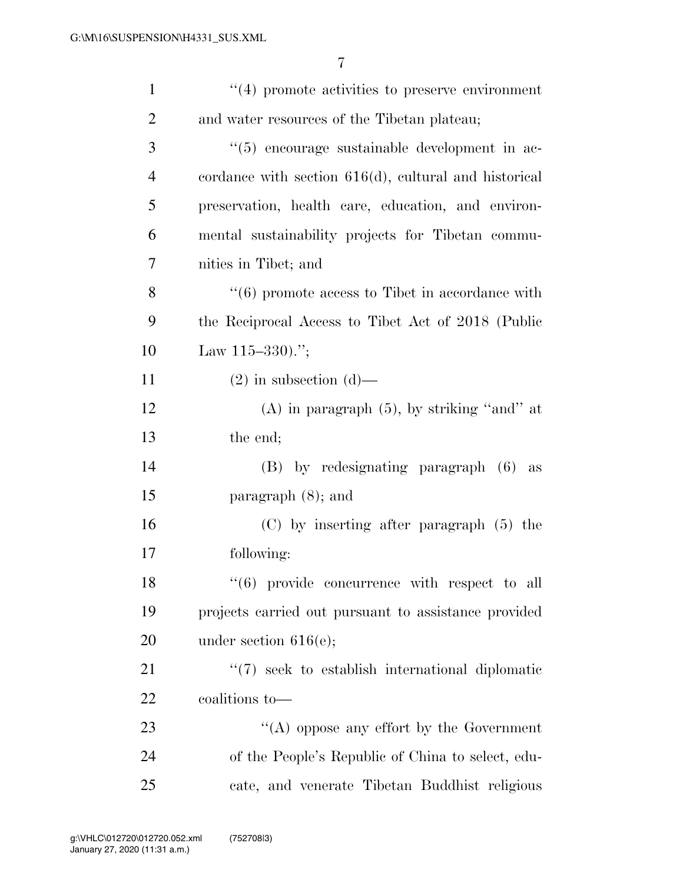"(4) promote activities to preserve environment and water resources of the Tibetan plateau;

"(5) encourage sustainable development in accordance with section 616(d), cultural and historical preservation, health care, education, and environmental sustainability projects for Tibetan communities in Tibet; and

"(6) promote access to Tibet in accordance with the Reciprocal Access to Tibet Act of 2018 (Public Law 115–330).";

(2) in subsection (d)—

(A) in paragraph (5), by striking "and" at the end;

(B) by redesignating paragraph (6) as paragraph (8); and

(C) by inserting after paragraph (5) the following:

"(6) provide concurrence with respect to all projects carried out pursuant to assistance provided under section 616(e);

"(7) seek to establish international diplomatic coalitions to—

"(A) oppose any effort by the Government of the People's Republic of China to select, educate, and venerate Tibetan Buddhist religious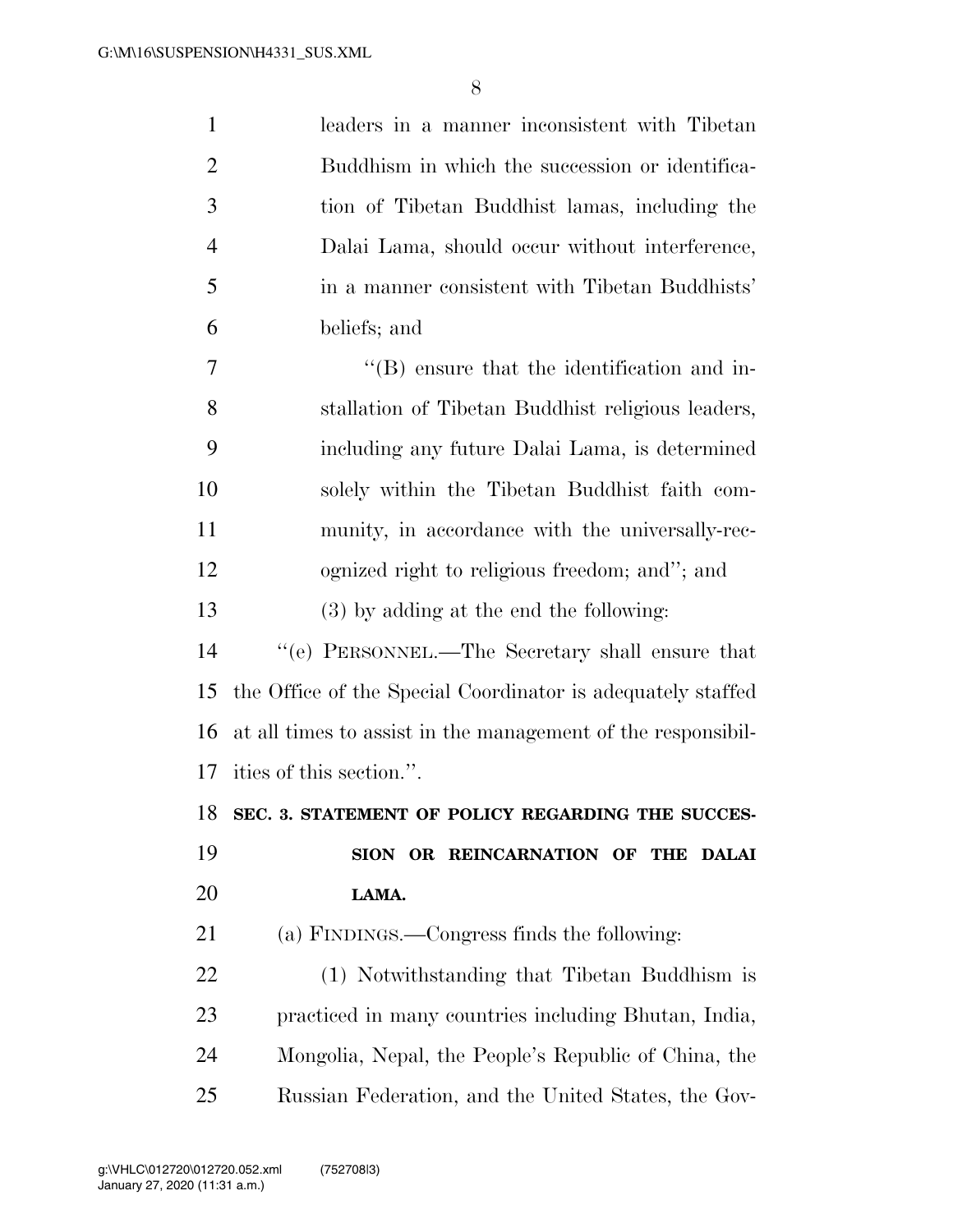leaders in a manner inconsistent with Tibetan Buddhism in which the succession or identification of Tibetan Buddhist lamas, including the Dalai Lama, should occur without interference, in a manner consistent with Tibetan Buddhists' beliefs; and

"(B) ensure that the identification and installation of Tibetan Buddhist religious leaders, including any future Dalai Lama, is determined solely within the Tibetan Buddhist faith community, in accordance with the universally-recognized right to religious freedom; and"; and

(3) by adding at the end the following:

"(e) PERSONNEL.—The Secretary shall ensure that the Office of the Special Coordinator is adequately staffed at all times to assist in the management of the responsibilities of this section.".

## SEC. 3. STATEMENT OF POLICY REGARDING THE SUCCESSION OR REINCARNATION OF THE DALAI LAMA.

(a) FINDINGS.—Congress finds the following:

(1) Notwithstanding that Tibetan Buddhism is practiced in many countries including Bhutan, India, Mongolia, Nepal, the People's Republic of China, the Russian Federation, and the United States, the Gov-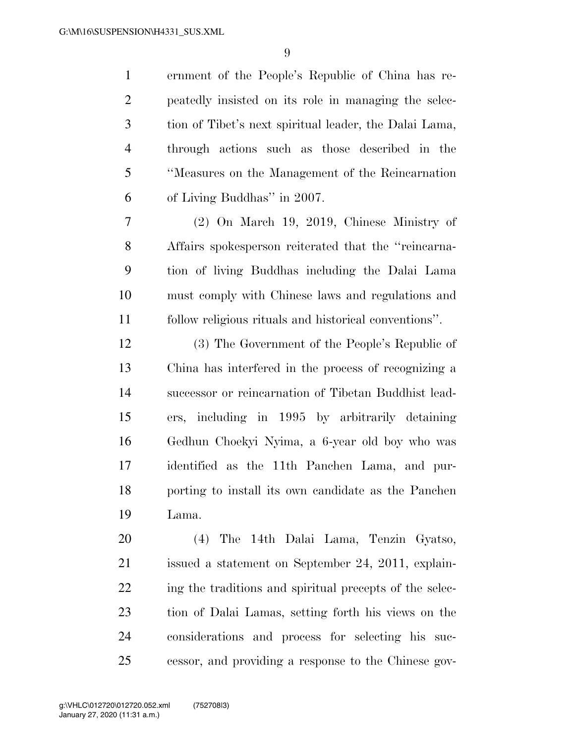ernment of the People's Republic of China has repeatedly insisted on its role in managing the selection of Tibet's next spiritual leader, the Dalai Lama, through actions such as those described in the ''Measures on the Management of the Reincarnation of Living Buddhas'' in 2007.

(2) On March 19, 2019, Chinese Ministry of Affairs spokesperson reiterated that the ''reincarnation of living Buddhas including the Dalai Lama must comply with Chinese laws and regulations and follow religious rituals and historical conventions''.

(3) The Government of the People's Republic of China has interfered in the process of recognizing a successor or reincarnation of Tibetan Buddhist leaders, including in 1995 by arbitrarily detaining Gedhun Choekyi Nyima, a 6-year old boy who was identified as the 11th Panchen Lama, and purporting to install its own candidate as the Panchen Lama.

(4) The 14th Dalai Lama, Tenzin Gyatso, issued a statement on September 24, 2011, explaining the traditions and spiritual precepts of the selection of Dalai Lamas, setting forth his views on the considerations and process for selecting his successor, and providing a response to the Chinese gov-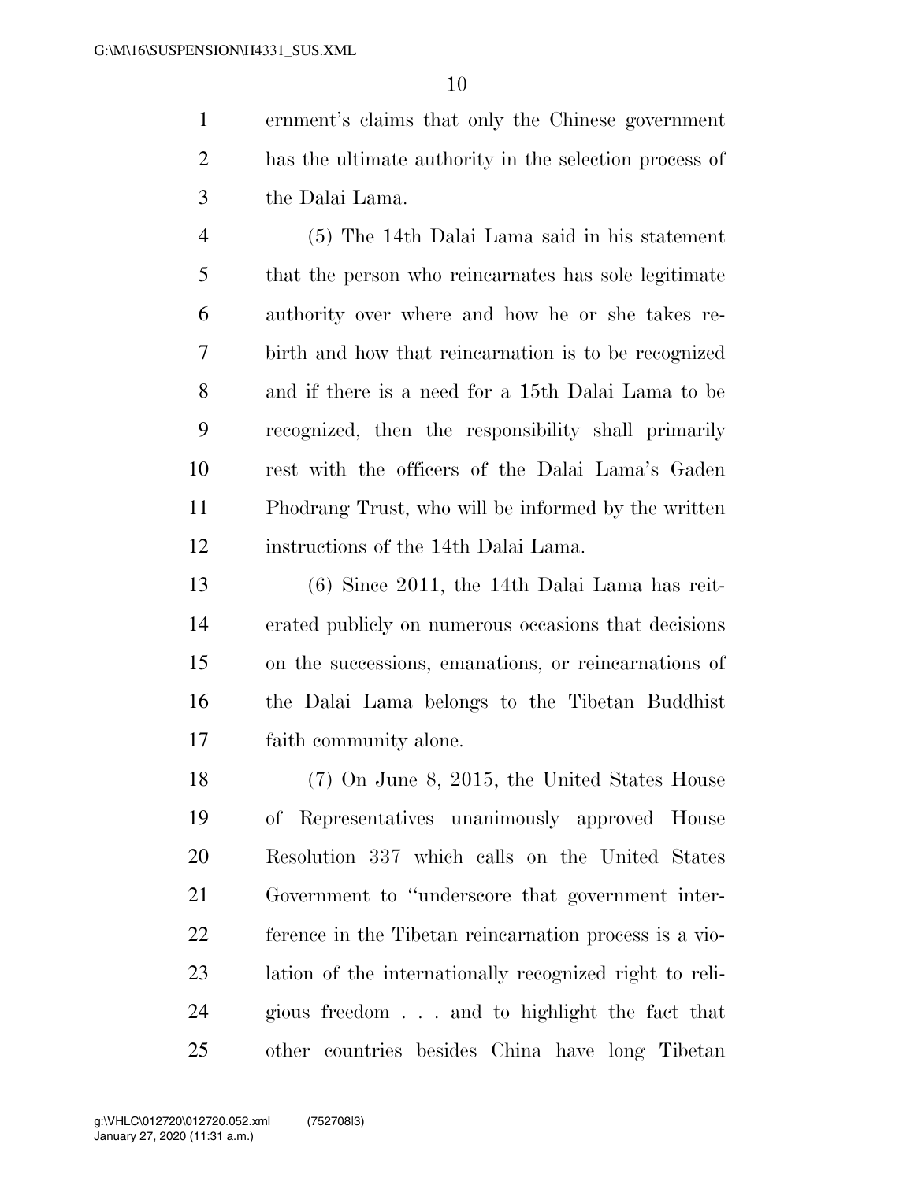ernment's claims that only the Chinese government has the ultimate authority in the selection process of the Dalai Lama.

(5) The 14th Dalai Lama said in his statement that the person who reincarnates has sole legitimate authority over where and how he or she takes rebirth and how that reincarnation is to be recognized and if there is a need for a 15th Dalai Lama to be recognized, then the responsibility shall primarily rest with the officers of the Dalai Lama's Gaden Phodrang Trust, who will be informed by the written instructions of the 14th Dalai Lama.

(6) Since 2011, the 14th Dalai Lama has reiterated publicly on numerous occasions that decisions on the successions, emanations, or reincarnations of the Dalai Lama belongs to the Tibetan Buddhist faith community alone.

(7) On June 8, 2015, the United States House of Representatives unanimously approved House Resolution 337 which calls on the United States Government to "underscore that government interference in the Tibetan reincarnation process is a violation of the internationally recognized right to religious freedom . . . and to highlight the fact that other countries besides China have long Tibetan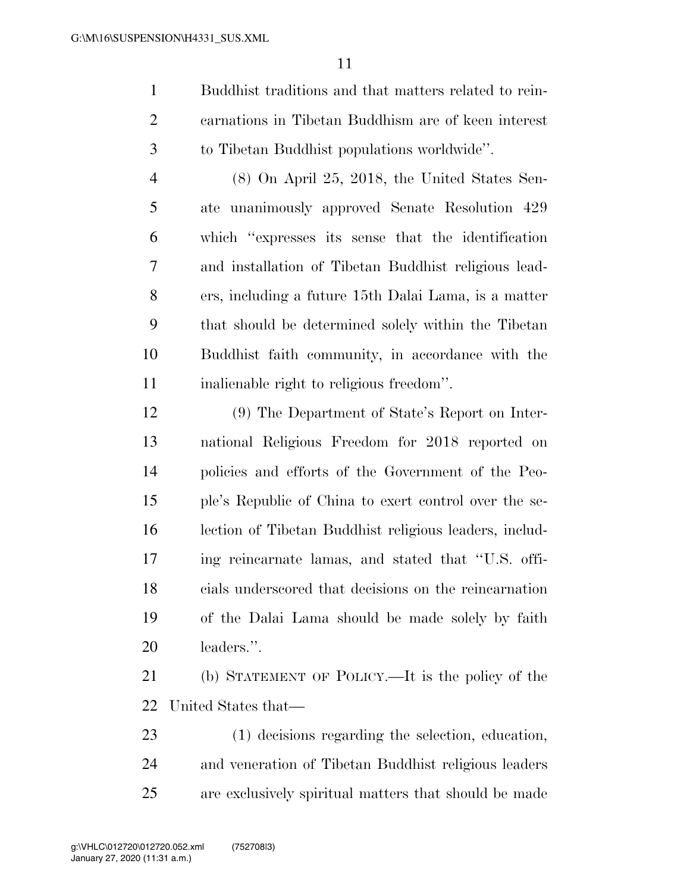Buddhist traditions and that matters related to reincarnations in Tibetan Buddhism are of keen interest to Tibetan Buddhist populations worldwide''.

(8) On April 25, 2018, the United States Senate unanimously approved Senate Resolution 429 which ''expresses its sense that the identification and installation of Tibetan Buddhist religious leaders, including a future 15th Dalai Lama, is a matter that should be determined solely within the Tibetan Buddhist faith community, in accordance with the inalienable right to religious freedom''.

(9) The Department of State's Report on International Religious Freedom for 2018 reported on policies and efforts of the Government of the People's Republic of China to exert control over the selection of Tibetan Buddhist religious leaders, including reincarnate lamas, and stated that ''U.S. officials underscored that decisions on the reincarnation of the Dalai Lama should be made solely by faith leaders.''.

(b) STATEMENT OF POLICY.—It is the policy of the United States that—

(1) decisions regarding the selection, education, and veneration of Tibetan Buddhist religious leaders are exclusively spiritual matters that should be made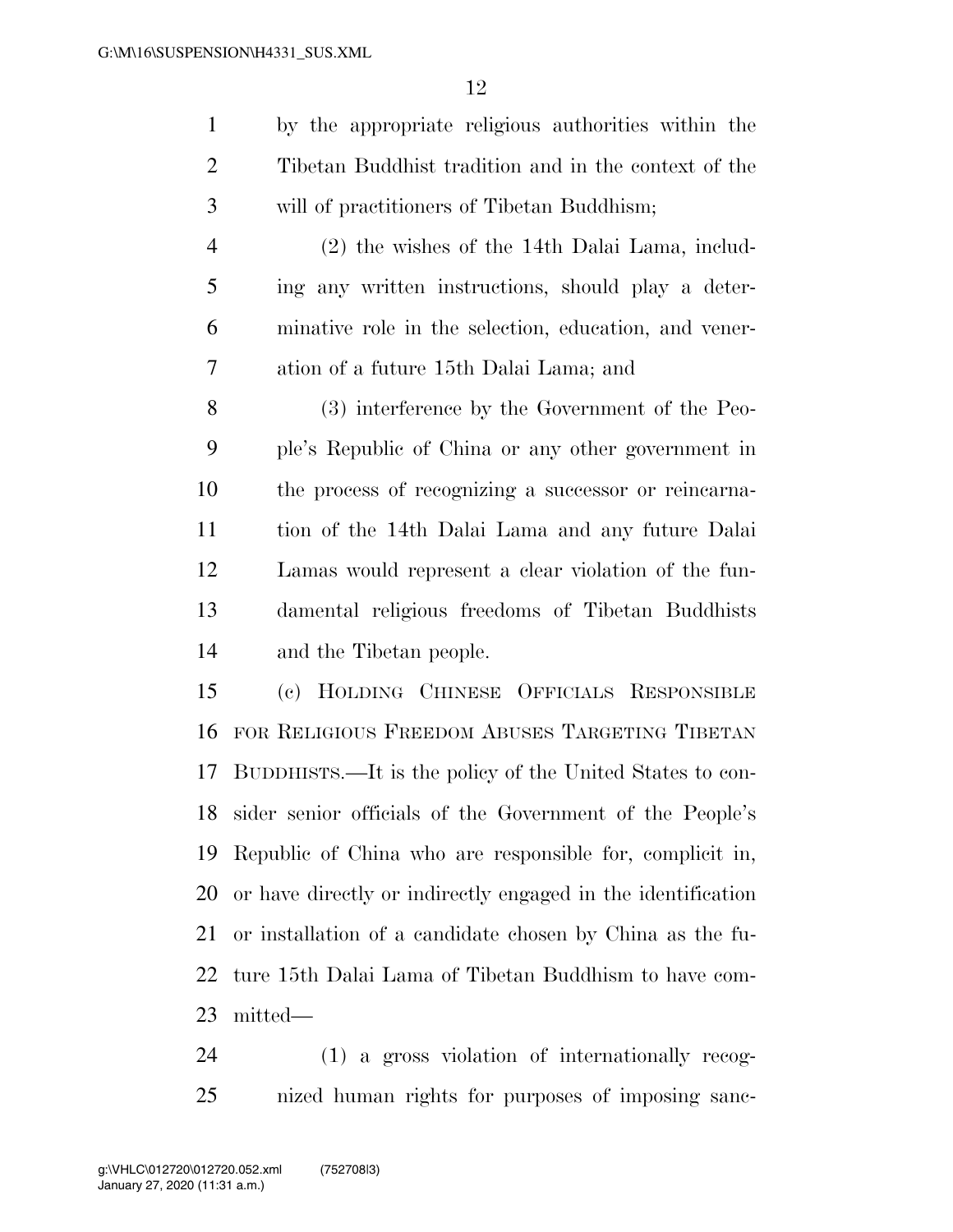by the appropriate religious authorities within the Tibetan Buddhist tradition and in the context of the will of practitioners of Tibetan Buddhism;

(2) the wishes of the 14th Dalai Lama, including any written instructions, should play a determinative role in the selection, education, and veneration of a future 15th Dalai Lama; and

(3) interference by the Government of the People's Republic of China or any other government in the process of recognizing a successor or reincarnation of the 14th Dalai Lama and any future Dalai Lamas would represent a clear violation of the fundamental religious freedoms of Tibetan Buddhists and the Tibetan people.

(c) HOLDING CHINESE OFFICIALS RESPONSIBLE FOR RELIGIOUS FREEDOM ABUSES TARGETING TIBETAN BUDDHISTS.—It is the policy of the United States to consider senior officials of the Government of the People's Republic of China who are responsible for, complicit in, or have directly or indirectly engaged in the identification or installation of a candidate chosen by China as the future 15th Dalai Lama of Tibetan Buddhism to have committed—

(1) a gross violation of internationally recognized human rights for purposes of imposing sanc-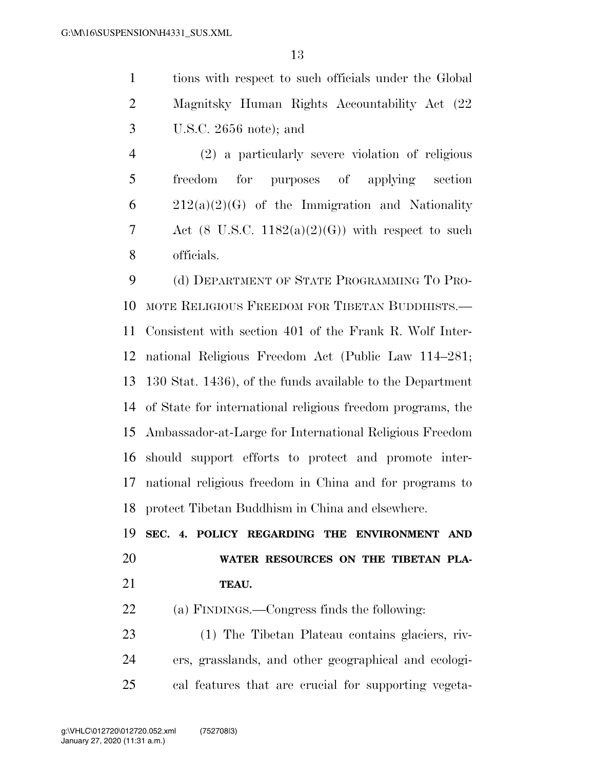tions with respect to such officials under the Global Magnitsky Human Rights Accountability Act (22 U.S.C. 2656 note); and

(2) a particularly severe violation of religious freedom for purposes of applying section 212(a)(2)(G) of the Immigration and Nationality Act (8 U.S.C. 1182(a)(2)(G)) with respect to such officials.

(d) DEPARTMENT OF STATE PROGRAMMING TO PROMOTE RELIGIOUS FREEDOM FOR TIBETAN BUDDHISTS.—Consistent with section 401 of the Frank R. Wolf International Religious Freedom Act (Public Law 114–281; 130 Stat. 1436), of the funds available to the Department of State for international religious freedom programs, the Ambassador-at-Large for International Religious Freedom should support efforts to protect and promote international religious freedom in China and for programs to protect Tibetan Buddhism in China and elsewhere.

## SEC. 4. POLICY REGARDING THE ENVIRONMENT AND WATER RESOURCES ON THE TIBETAN PLATEAU.

(a) FINDINGS.—Congress finds the following:

(1) The Tibetan Plateau contains glaciers, rivers, grasslands, and other geographical and ecological features that are crucial for supporting vegeta-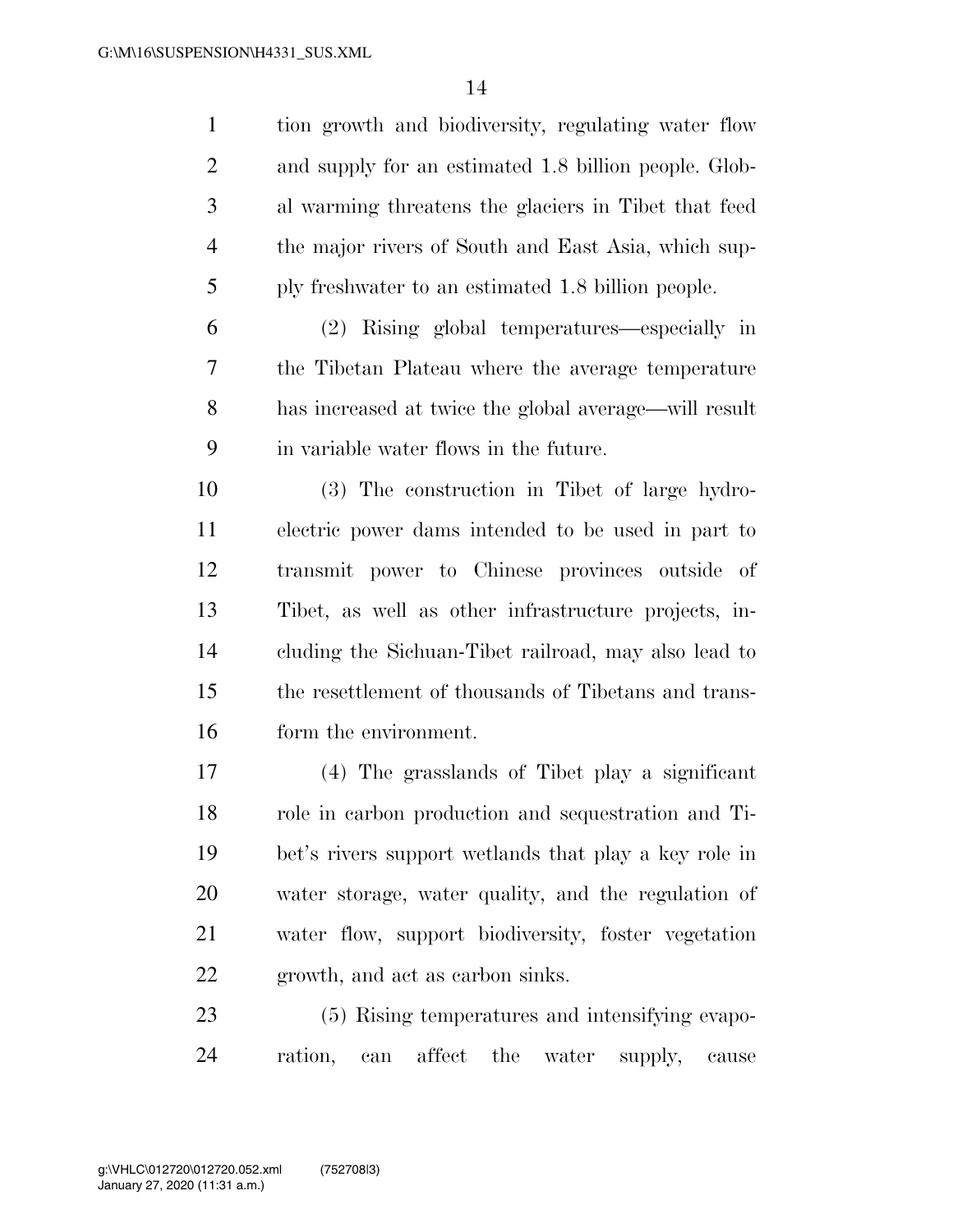tion growth and biodiversity, regulating water flow and supply for an estimated 1.8 billion people. Global warming threatens the glaciers in Tibet that feed the major rivers of South and East Asia, which supply freshwater to an estimated 1.8 billion people.

(2) Rising global temperatures—especially in the Tibetan Plateau where the average temperature has increased at twice the global average—will result in variable water flows in the future.

(3) The construction in Tibet of large hydroelectric power dams intended to be used in part to transmit power to Chinese provinces outside of Tibet, as well as other infrastructure projects, including the Sichuan-Tibet railroad, may also lead to the resettlement of thousands of Tibetans and transform the environment.

(4) The grasslands of Tibet play a significant role in carbon production and sequestration and Tibet's rivers support wetlands that play a key role in water storage, water quality, and the regulation of water flow, support biodiversity, foster vegetation growth, and act as carbon sinks.

(5) Rising temperatures and intensifying evaporation, can affect the water supply, cause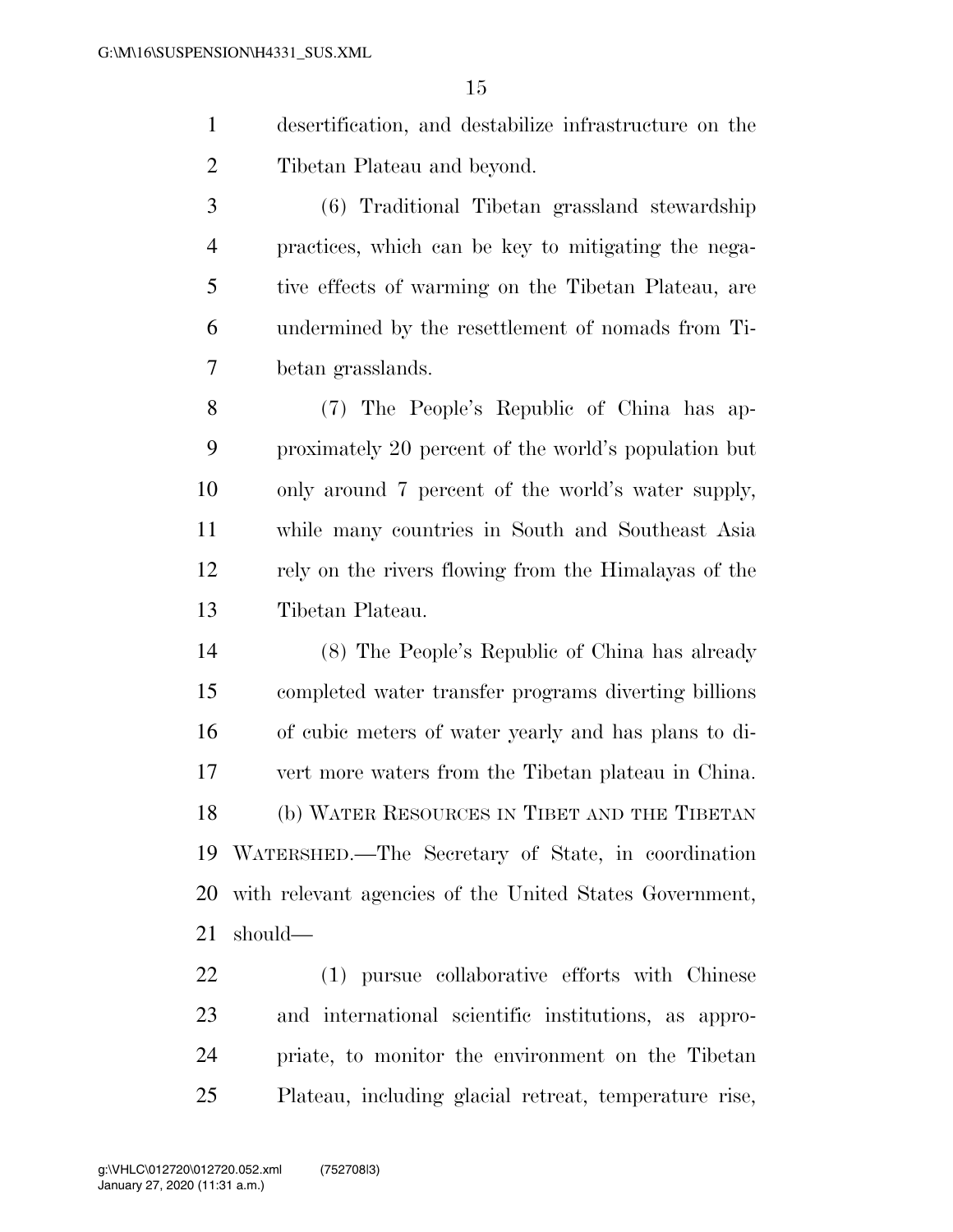desertification, and destabilize infrastructure on the Tibetan Plateau and beyond.

(6) Traditional Tibetan grassland stewardship practices, which can be key to mitigating the negative effects of warming on the Tibetan Plateau, are undermined by the resettlement of nomads from Tibetan grasslands.

(7) The People's Republic of China has approximately 20 percent of the world's population but only around 7 percent of the world's water supply, while many countries in South and Southeast Asia rely on the rivers flowing from the Himalayas of the Tibetan Plateau.

(8) The People's Republic of China has already completed water transfer programs diverting billions of cubic meters of water yearly and has plans to divert more waters from the Tibetan plateau in China.

(b) WATER RESOURCES IN TIBET AND THE TIBETAN WATERSHED.—The Secretary of State, in coordination with relevant agencies of the United States Government, should—

(1) pursue collaborative efforts with Chinese and international scientific institutions, as appropriate, to monitor the environment on the Tibetan Plateau, including glacial retreat, temperature rise,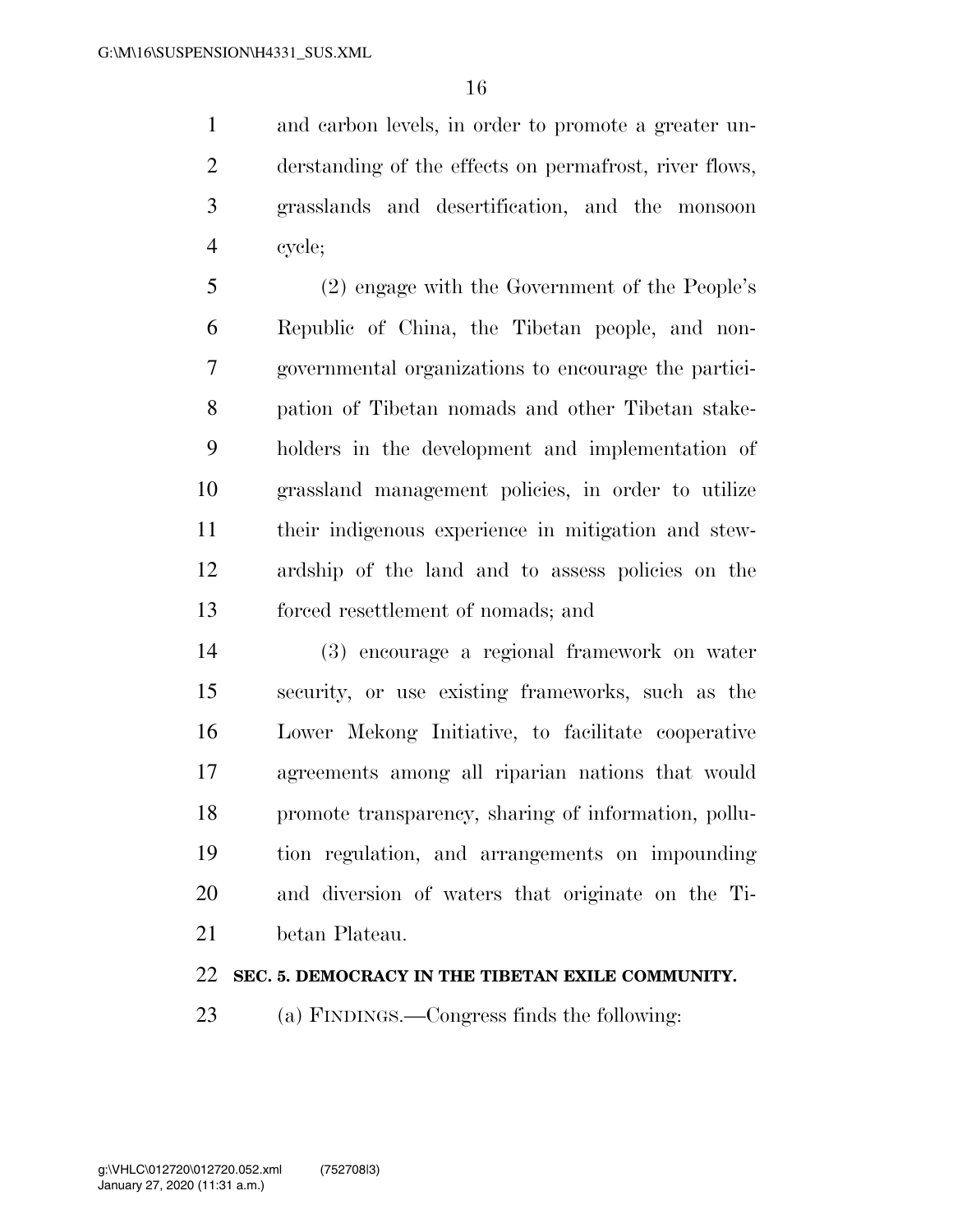and carbon levels, in order to promote a greater understanding of the effects on permafrost, river flows, grasslands and desertification, and the monsoon cycle;

(2) engage with the Government of the People's Republic of China, the Tibetan people, and non-governmental organizations to encourage the participation of Tibetan nomads and other Tibetan stakeholders in the development and implementation of grassland management policies, in order to utilize their indigenous experience in mitigation and stewardship of the land and to assess policies on the forced resettlement of nomads; and

(3) encourage a regional framework on water security, or use existing frameworks, such as the Lower Mekong Initiative, to facilitate cooperative agreements among all riparian nations that would promote transparency, sharing of information, pollution regulation, and arrangements on impounding and diversion of waters that originate on the Tibetan Plateau.

**SEC. 5. DEMOCRACY IN THE TIBETAN EXILE COMMUNITY.**

(a) FINDINGS.—Congress finds the following: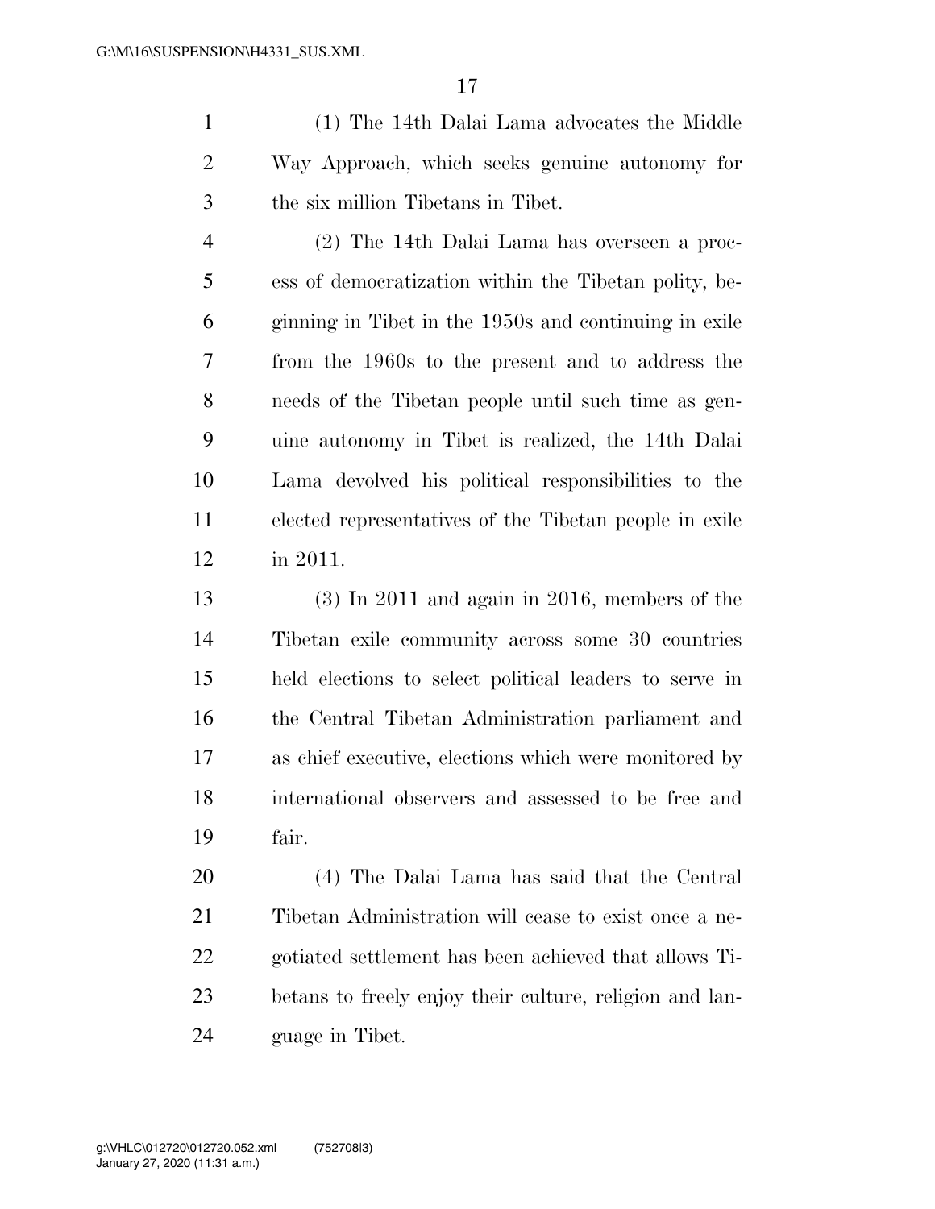(1) The 14th Dalai Lama advocates the Middle Way Approach, which seeks genuine autonomy for the six million Tibetans in Tibet.

(2) The 14th Dalai Lama has overseen a process of democratization within the Tibetan polity, beginning in Tibet in the 1950s and continuing in exile from the 1960s to the present and to address the needs of the Tibetan people until such time as genuine autonomy in Tibet is realized, the 14th Dalai Lama devolved his political responsibilities to the elected representatives of the Tibetan people in exile in 2011.

(3) In 2011 and again in 2016, members of the Tibetan exile community across some 30 countries held elections to select political leaders to serve in the Central Tibetan Administration parliament and as chief executive, elections which were monitored by international observers and assessed to be free and fair.

(4) The Dalai Lama has said that the Central Tibetan Administration will cease to exist once a negotiated settlement has been achieved that allows Tibetans to freely enjoy their culture, religion and language in Tibet.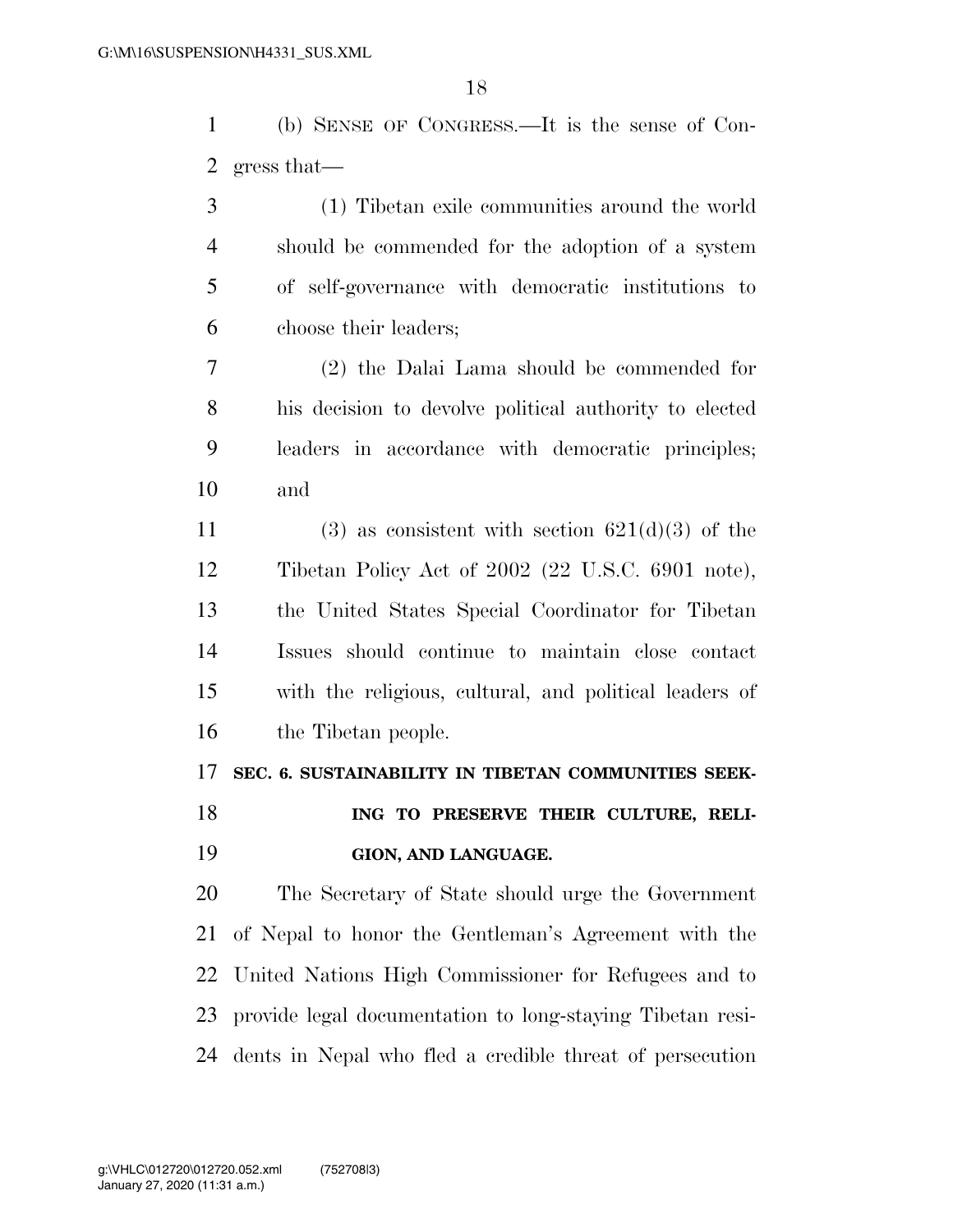(b) SENSE OF CONGRESS.—It is the sense of Congress that—

(1) Tibetan exile communities around the world should be commended for the adoption of a system of self-governance with democratic institutions to choose their leaders;

(2) the Dalai Lama should be commended for his decision to devolve political authority to elected leaders in accordance with democratic principles; and

(3) as consistent with section 621(d)(3) of the Tibetan Policy Act of 2002 (22 U.S.C. 6901 note), the United States Special Coordinator for Tibetan Issues should continue to maintain close contact with the religious, cultural, and political leaders of the Tibetan people.

**SEC. 6. SUSTAINABILITY IN TIBETAN COMMUNITIES SEEKING TO PRESERVE THEIR CULTURE, RELIGION, AND LANGUAGE.**

The Secretary of State should urge the Government of Nepal to honor the Gentleman's Agreement with the United Nations High Commissioner for Refugees and to provide legal documentation to long-staying Tibetan residents in Nepal who fled a credible threat of persecution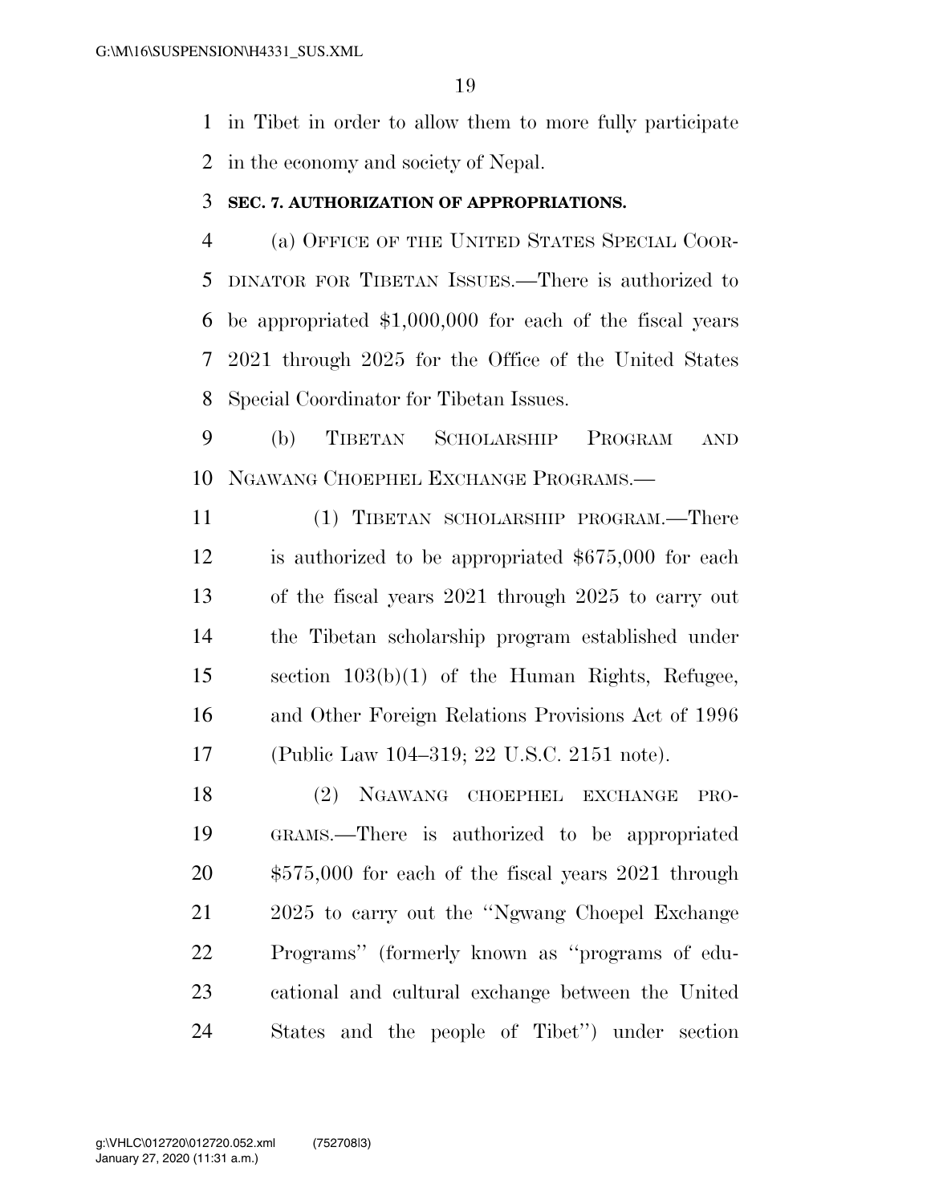in Tibet in order to allow them to more fully participate in the economy and society of Nepal.

### SEC. 7. AUTHORIZATION OF APPROPRIATIONS.

(a) OFFICE OF THE UNITED STATES SPECIAL COORDINATOR FOR TIBETAN ISSUES.—There is authorized to be appropriated $1,000,000 for each of the fiscal years 2021 through 2025 for the Office of the United States Special Coordinator for Tibetan Issues.

(b) TIBETAN SCHOLARSHIP PROGRAM AND NGAWANG CHOEPHEL EXCHANGE PROGRAMS.—

(1) TIBETAN SCHOLARSHIP PROGRAM.—There is authorized to be appropriated $675,000 for each of the fiscal years 2021 through 2025 to carry out the Tibetan scholarship program established under section 103(b)(1) of the Human Rights, Refugee, and Other Foreign Relations Provisions Act of 1996 (Public Law 104–319; 22 U.S.C. 2151 note).

(2) NGAWANG CHOEPHEL EXCHANGE PROGRAMS.—There is authorized to be appropriated $575,000 for each of the fiscal years 2021 through 2025 to carry out the ''Ngwang Choepel Exchange Programs'' (formerly known as ''programs of educational and cultural exchange between the United States and the people of Tibet'') under section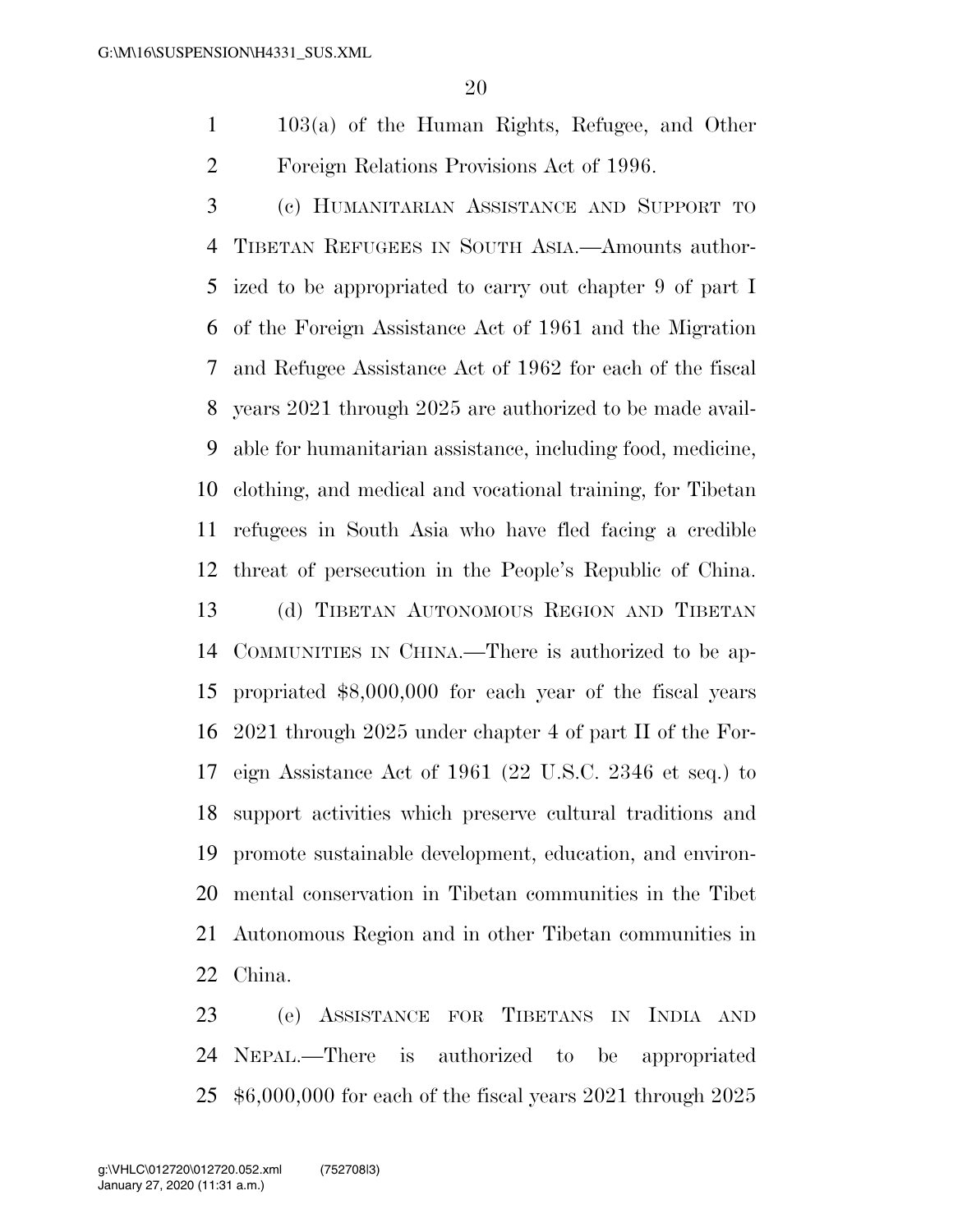103(a) of the Human Rights, Refugee, and Other Foreign Relations Provisions Act of 1996.

(c) HUMANITARIAN ASSISTANCE AND SUPPORT TO TIBETAN REFUGEES IN SOUTH ASIA.—Amounts authorized to be appropriated to carry out chapter 9 of part I of the Foreign Assistance Act of 1961 and the Migration and Refugee Assistance Act of 1962 for each of the fiscal years 2021 through 2025 are authorized to be made available for humanitarian assistance, including food, medicine, clothing, and medical and vocational training, for Tibetan refugees in South Asia who have fled facing a credible threat of persecution in the People's Republic of China.

(d) TIBETAN AUTONOMOUS REGION AND TIBETAN COMMUNITIES IN CHINA.—There is authorized to be appropriated $8,000,000 for each year of the fiscal years 2021 through 2025 under chapter 4 of part II of the Foreign Assistance Act of 1961 (22 U.S.C. 2346 et seq.) to support activities which preserve cultural traditions and promote sustainable development, education, and environmental conservation in Tibetan communities in the Tibet Autonomous Region and in other Tibetan communities in China.

(e) ASSISTANCE FOR TIBETANS IN INDIA AND NEPAL.—There is authorized to be appropriated $6,000,000 for each of the fiscal years 2021 through 2025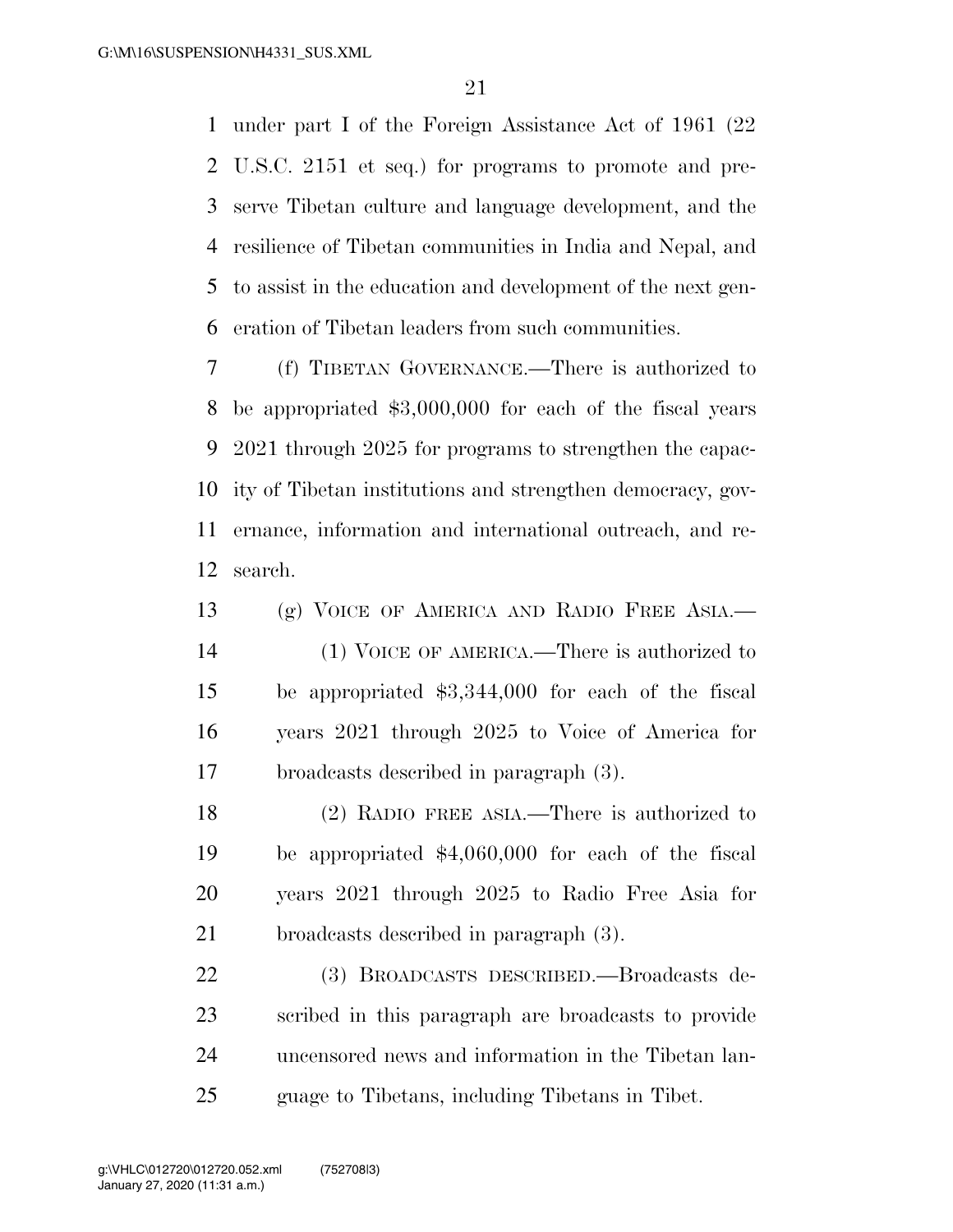under part I of the Foreign Assistance Act of 1961 (22 U.S.C. 2151 et seq.) for programs to promote and preserve Tibetan culture and language development, and the resilience of Tibetan communities in India and Nepal, and to assist in the education and development of the next generation of Tibetan leaders from such communities.

(f) TIBETAN GOVERNANCE.—There is authorized to be appropriated $3,000,000 for each of the fiscal years 2021 through 2025 for programs to strengthen the capacity of Tibetan institutions and strengthen democracy, governance, information and international outreach, and research.

(g) VOICE OF AMERICA AND RADIO FREE ASIA.—

(1) VOICE OF AMERICA.—There is authorized to be appropriated $3,344,000 for each of the fiscal years 2021 through 2025 to Voice of America for broadcasts described in paragraph (3).

(2) RADIO FREE ASIA.—There is authorized to be appropriated $4,060,000 for each of the fiscal years 2021 through 2025 to Radio Free Asia for broadcasts described in paragraph (3).

(3) BROADCASTS DESCRIBED.—Broadcasts described in this paragraph are broadcasts to provide uncensored news and information in the Tibetan language to Tibetans, including Tibetans in Tibet.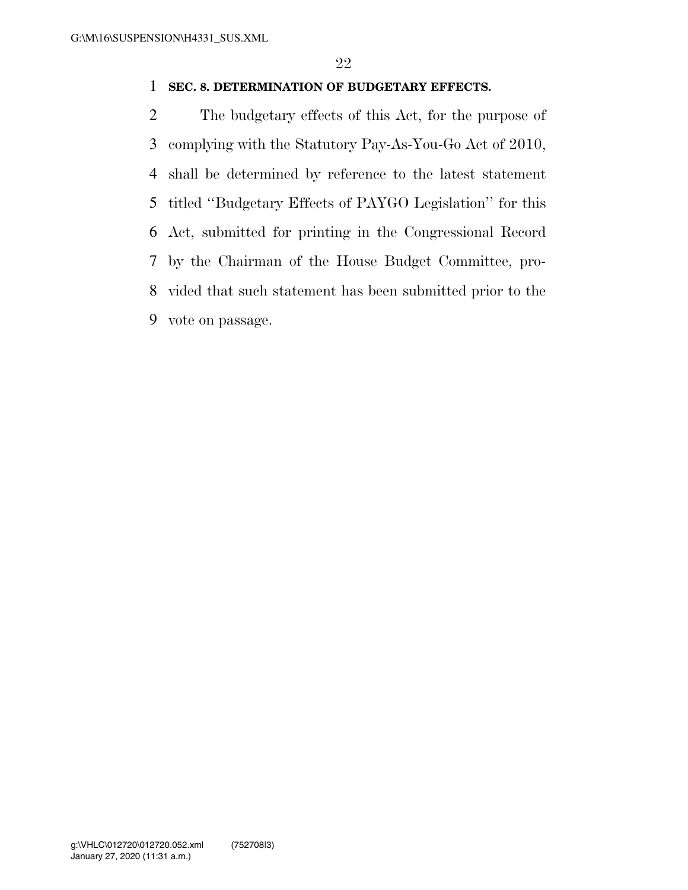**SEC. 8. DETERMINATION OF BUDGETARY EFFECTS.**

The budgetary effects of this Act, for the purpose of complying with the Statutory Pay-As-You-Go Act of 2010, shall be determined by reference to the latest statement titled ''Budgetary Effects of PAYGO Legislation'' for this Act, submitted for printing in the Congressional Record by the Chairman of the House Budget Committee, provided that such statement has been submitted prior to the vote on passage.